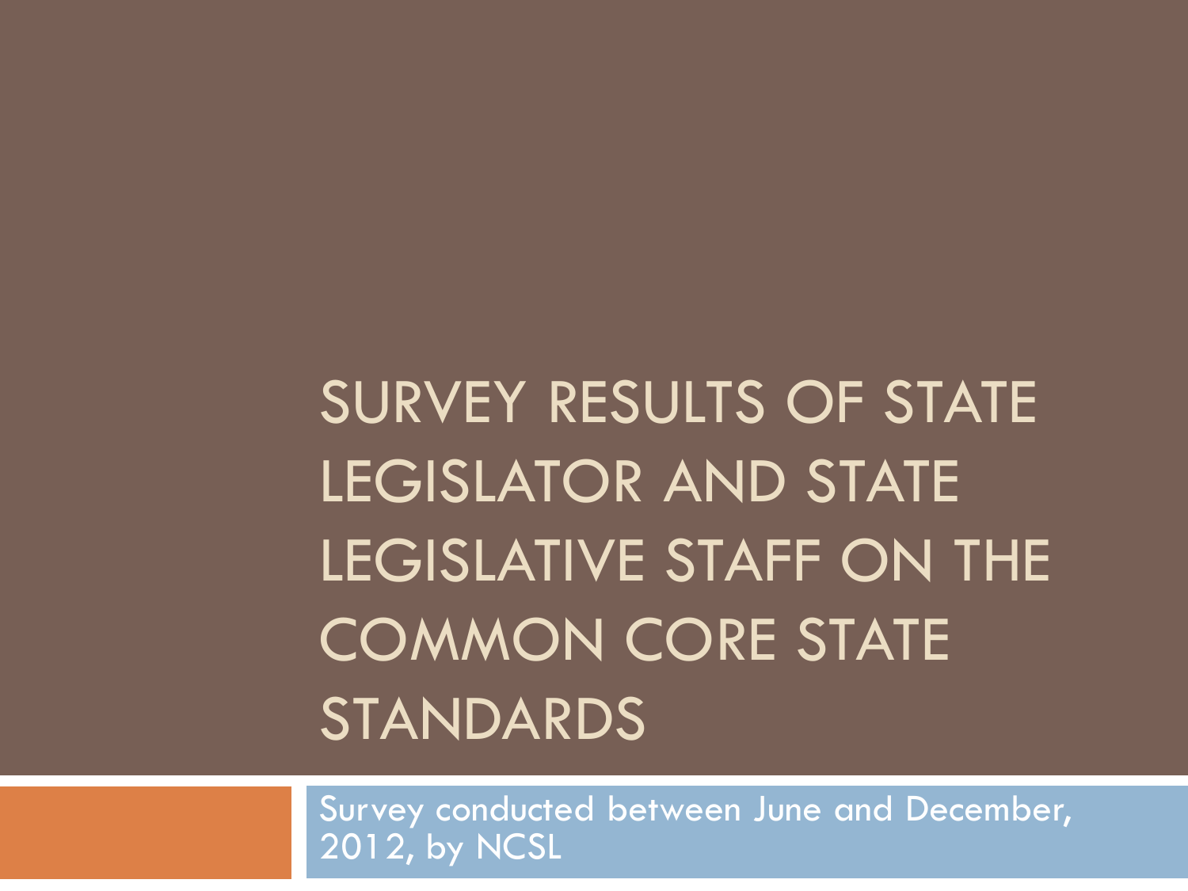# SURVEY RESULTS OF STATE LEGISLATOR AND STATE LEGISLATIVE STAFF ON THE COMMON CORE STATE STANDARDS

Survey conducted between June and December, 2012, by NCSL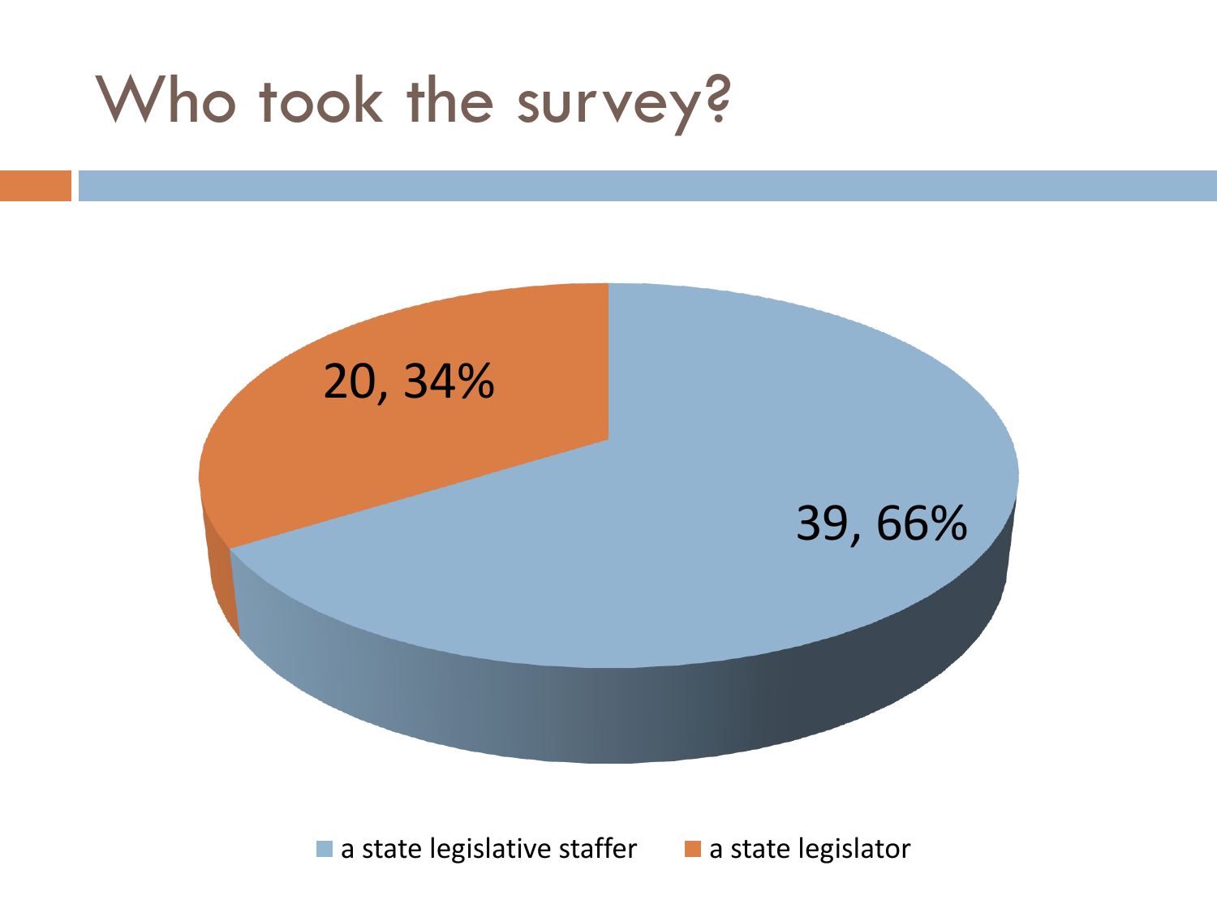# Who took the survey?

| Respondent | Count | Percent |
| --- | --- | --- |
| a state legislative staffer | 39 | 66% |
| a state legislator | 20 | 34% |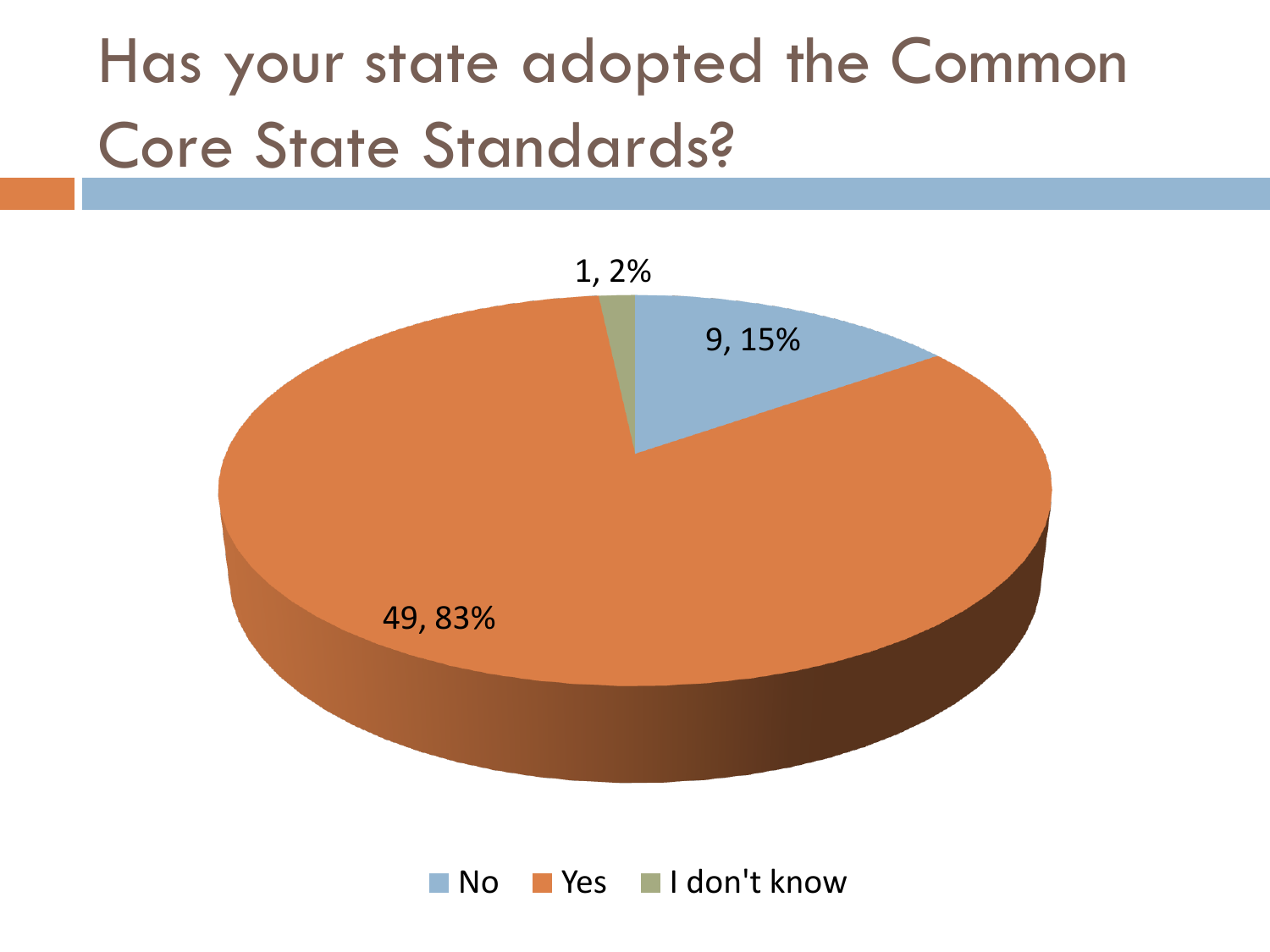# Has your state adopted the Common Core State Standards?

| Response | Count | Percent |
| --- | --- | --- |
| No | 9 | 15% |
| Yes | 49 | 83% |
| I don't know | 1 | 2% |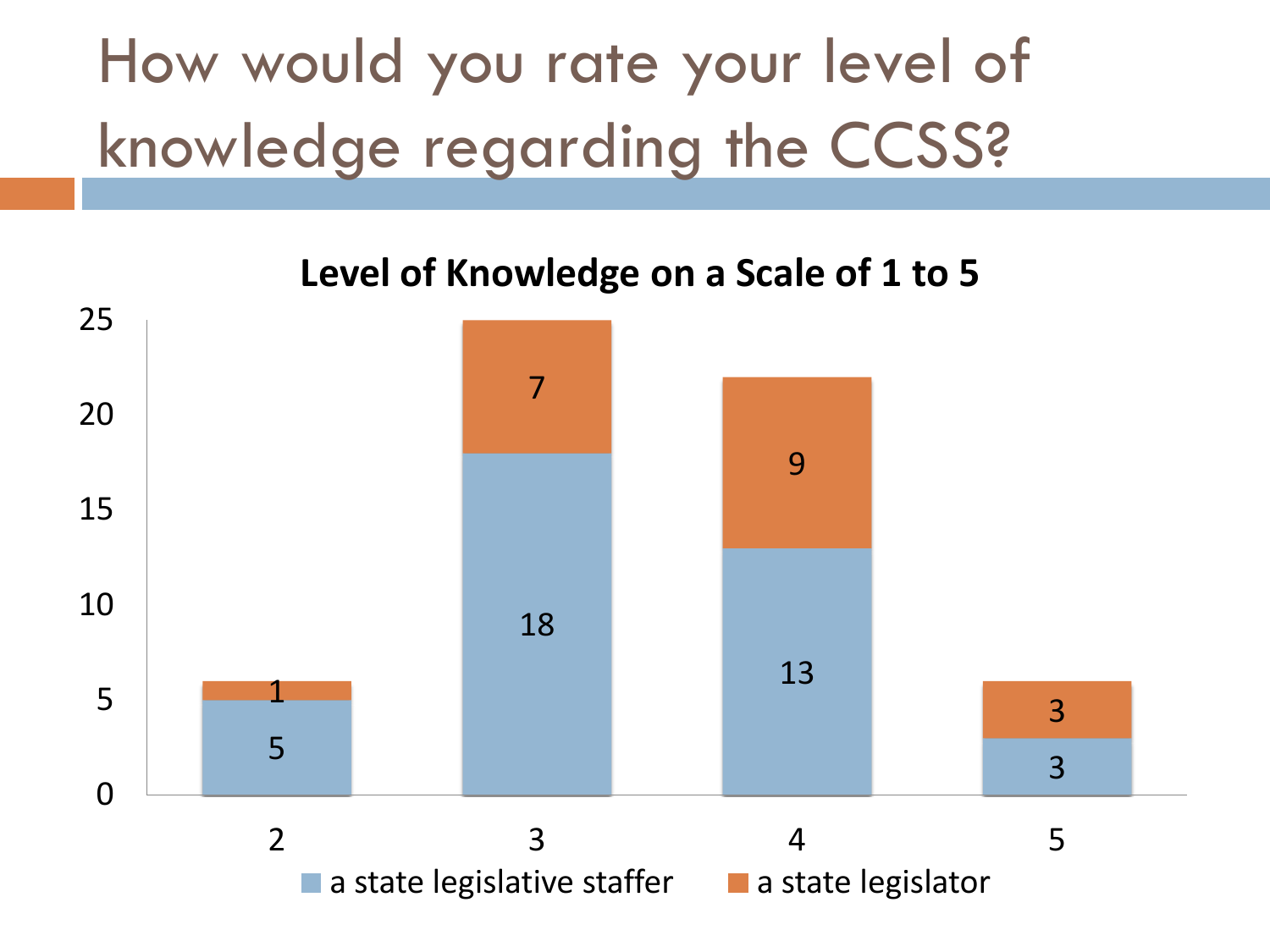# How would you rate your level of knowledge regarding the CCSS?

**Level of Knowledge on a Scale of 1 to 5**

| Level | a state legislative staffer | a state legislator |
| --- | --- | --- |
| 2 | 5 | 1 |
| 3 | 18 | 7 |
| 4 | 13 | 9 |
| 5 | 3 | 3 |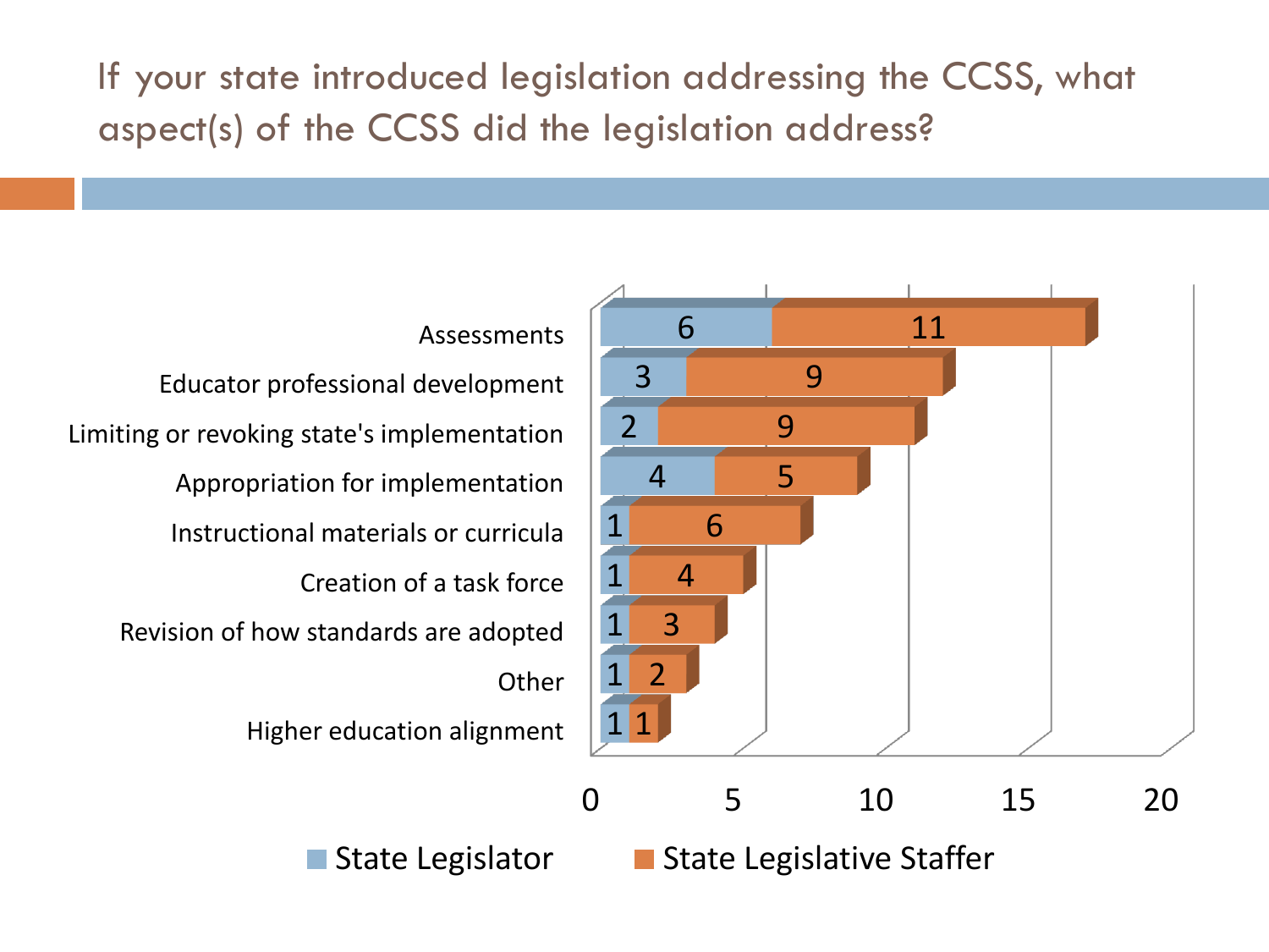# If your state introduced legislation addressing the CCSS, what aspect(s) of the CCSS did the legislation address?

| Aspect | State Legislator | State Legislative Staffer |
| --- | --- | --- |
| Assessments | 6 | 11 |
| Educator professional development | 3 | 9 |
| Limiting or revoking state's implementation | 2 | 9 |
| Appropriation for implementation | 4 | 5 |
| Instructional materials or curricula | 1 | 6 |
| Creation of a task force | 1 | 4 |
| Revision of how standards are adopted | 1 | 3 |
| Other | 1 | 2 |
| Higher education alignment | 1 | 1 |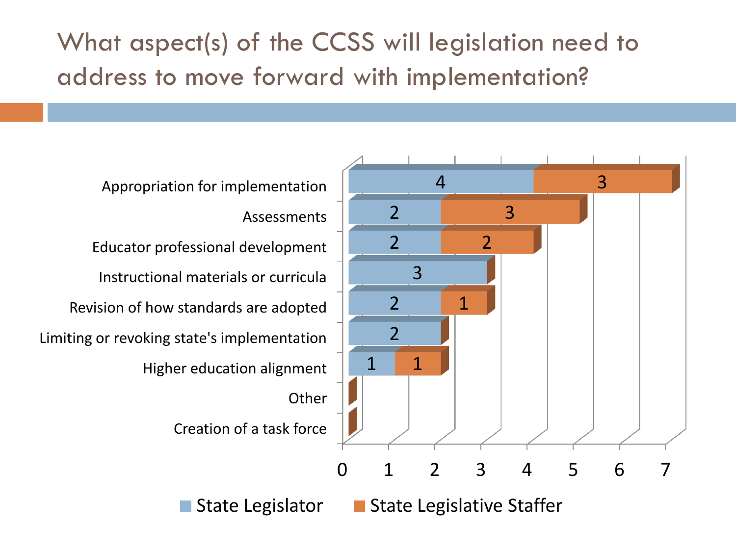# What aspect(s) of the CCSS will legislation need to address to move forward with implementation?

| | State Legislator | State Legislative Staffer |
|---|---|---|
| Appropriation for implementation | 4 | 3 |
| Assessments | 2 | 3 |
| Educator professional development | 2 | 2 |
| Instructional materials or curricula | 3 | |
| Revision of how standards are adopted | 2 | 1 |
| Limiting or revoking state's implementation | 2 | |
| Higher education alignment | 1 | 1 |
| Other | | |
| Creation of a task force | | |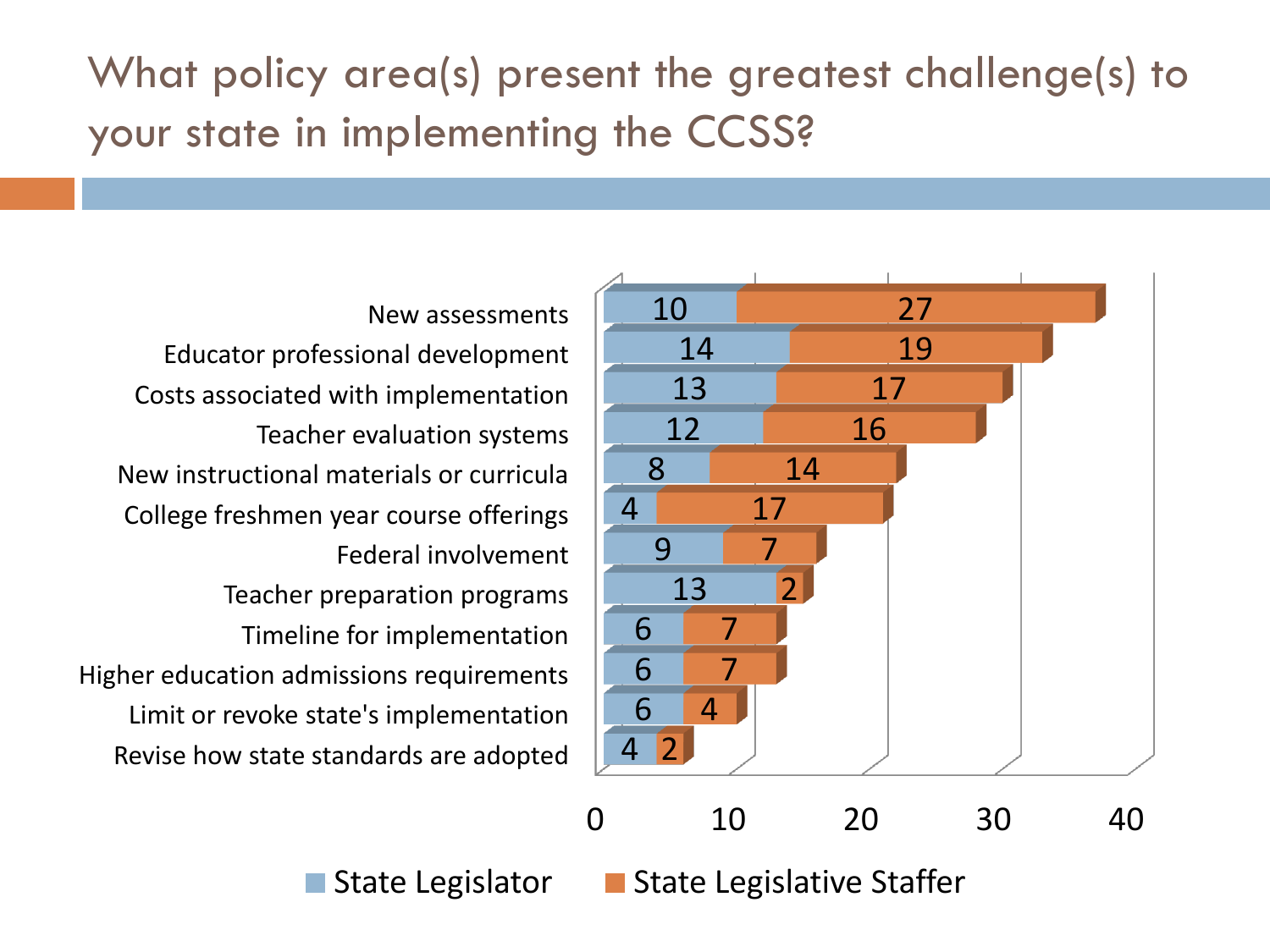# What policy area(s) present the greatest challenge(s) to your state in implementing the CCSS?

| Policy area | State Legislator | State Legislative Staffer |
| --- | --- | --- |
| New assessments | 10 | 27 |
| Educator professional development | 14 | 19 |
| Costs associated with implementation | 13 | 17 |
| Teacher evaluation systems | 12 | 16 |
| New instructional materials or curricula | 8 | 14 |
| College freshmen year course offerings | 4 | 17 |
| Federal involvement | 9 | 7 |
| Teacher preparation programs | 13 | 2 |
| Timeline for implementation | 6 | 7 |
| Higher education admissions requirements | 6 | 7 |
| Limit or revoke state's implementation | 6 | 4 |
| Revise how state standards are adopted | 4 | 2 |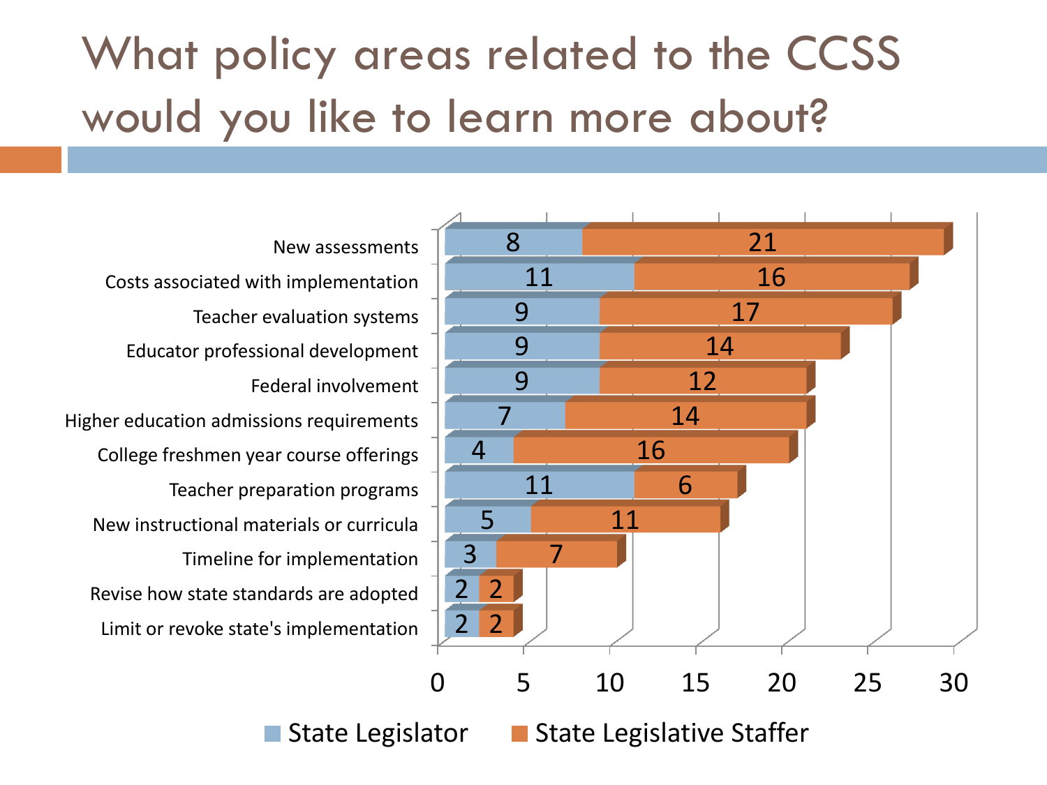# What policy areas related to the CCSS would you like to learn more about?

| Policy area | State Legislator | State Legislative Staffer |
|---|---|---|
| New assessments | 8 | 21 |
| Costs associated with implementation | 11 | 16 |
| Teacher evaluation systems | 9 | 17 |
| Educator professional development | 9 | 14 |
| Federal involvement | 9 | 12 |
| Higher education admissions requirements | 7 | 14 |
| College freshmen year course offerings | 4 | 16 |
| Teacher preparation programs | 11 | 6 |
| New instructional materials or curricula | 5 | 11 |
| Timeline for implementation | 3 | 7 |
| Revise how state standards are adopted | 2 | 2 |
| Limit or revoke state's implementation | 2 | 2 |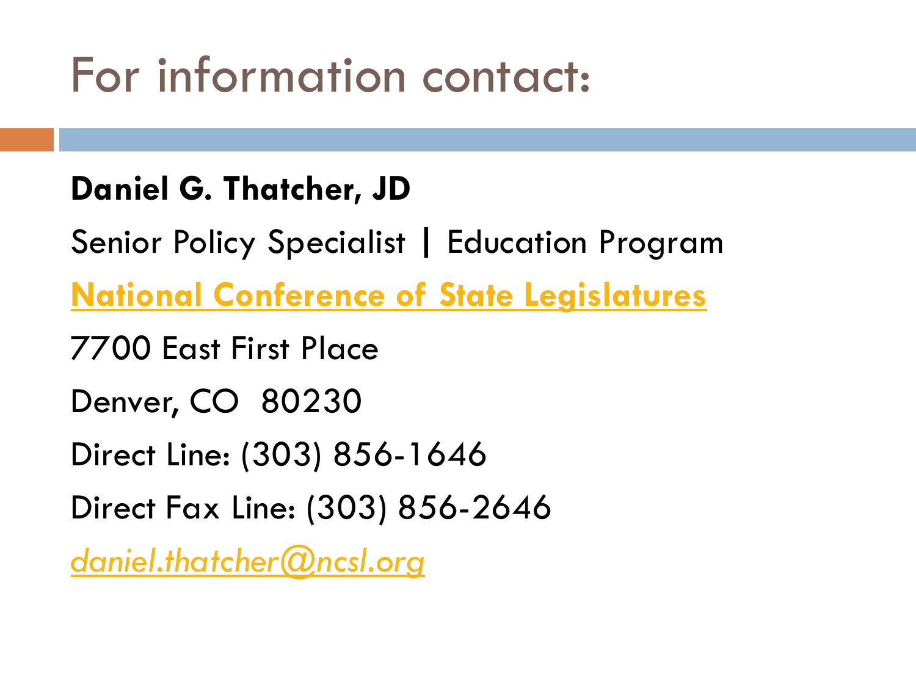# For information contact:

**Daniel G. Thatcher, JD**

Senior Policy Specialist | Education Program

National Conference of State Legislatures

7700 East First Place

Denver, CO  80230

Direct Line: (303) 856-1646

Direct Fax Line: (303) 856-2646

*daniel.thatcher@ncsl.org*